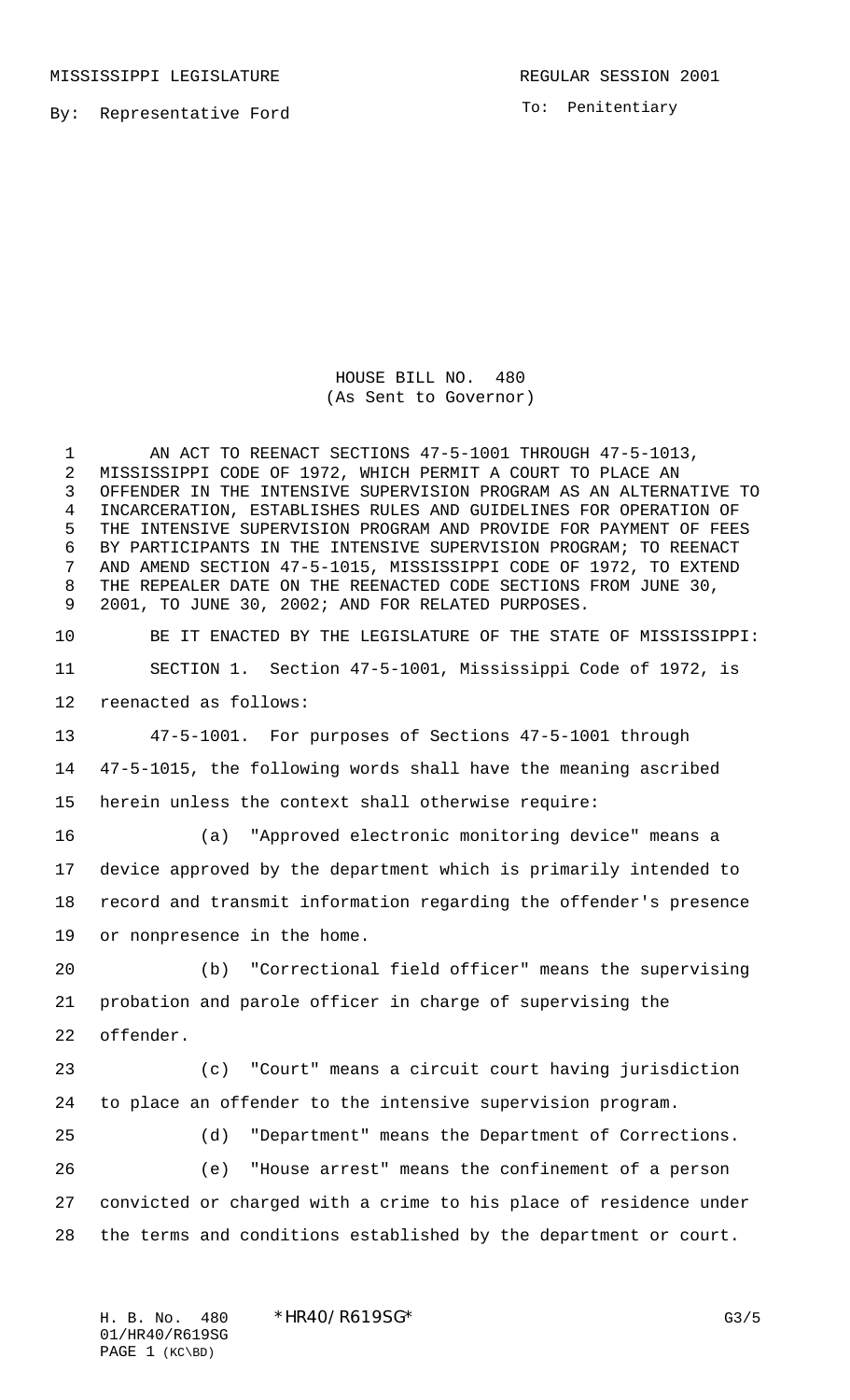MISSISSIPPI LEGISLATURE

REGULAR SESSION 2001

By: Representative Ford

To: Penitentiary

# HOUSE BILL NO. 480
(As Sent to Governor)

AN ACT TO REENACT SECTIONS 47-5-1001 THROUGH 47-5-1013, MISSISSIPPI CODE OF 1972, WHICH PERMIT A COURT TO PLACE AN OFFENDER IN THE INTENSIVE SUPERVISION PROGRAM AS AN ALTERNATIVE TO INCARCERATION, ESTABLISHES RULES AND GUIDELINES FOR OPERATION OF THE INTENSIVE SUPERVISION PROGRAM AND PROVIDE FOR PAYMENT OF FEES BY PARTICIPANTS IN THE INTENSIVE SUPERVISION PROGRAM; TO REENACT AND AMEND SECTION 47-5-1015, MISSISSIPPI CODE OF 1972, TO EXTEND THE REPEALER DATE ON THE REENACTED CODE SECTIONS FROM JUNE 30, 2001, TO JUNE 30, 2002; AND FOR RELATED PURPOSES.

BE IT ENACTED BY THE LEGISLATURE OF THE STATE OF MISSISSIPPI:

SECTION 1. Section 47-5-1001, Mississippi Code of 1972, is reenacted as follows:

47-5-1001. For purposes of Sections 47-5-1001 through 47-5-1015, the following words shall have the meaning ascribed herein unless the context shall otherwise require:

(a) "Approved electronic monitoring device" means a device approved by the department which is primarily intended to record and transmit information regarding the offender's presence or nonpresence in the home.

(b) "Correctional field officer" means the supervising probation and parole officer in charge of supervising the offender.

(c) "Court" means a circuit court having jurisdiction to place an offender to the intensive supervision program.

(d) "Department" means the Department of Corrections.

(e) "House arrest" means the confinement of a person convicted or charged with a crime to his place of residence under the terms and conditions established by the department or court.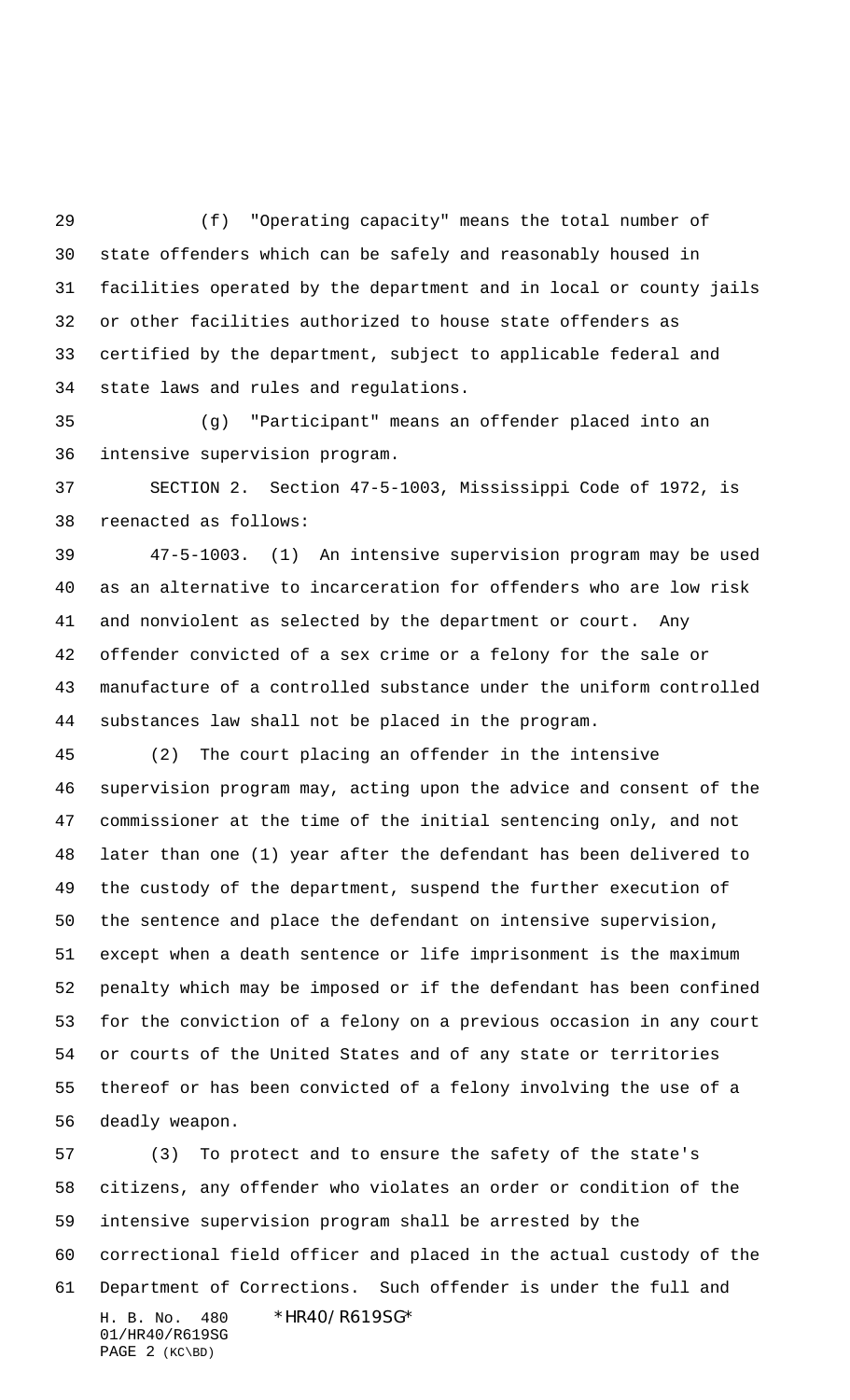(f) "Operating capacity" means the total number of state offenders which can be safely and reasonably housed in facilities operated by the department and in local or county jails or other facilities authorized to house state offenders as certified by the department, subject to applicable federal and state laws and rules and regulations.

(g) "Participant" means an offender placed into an intensive supervision program.

SECTION 2. Section 47-5-1003, Mississippi Code of 1972, is reenacted as follows:

47-5-1003. (1) An intensive supervision program may be used as an alternative to incarceration for offenders who are low risk and nonviolent as selected by the department or court. Any offender convicted of a sex crime or a felony for the sale or manufacture of a controlled substance under the uniform controlled substances law shall not be placed in the program.

(2) The court placing an offender in the intensive supervision program may, acting upon the advice and consent of the commissioner at the time of the initial sentencing only, and not later than one (1) year after the defendant has been delivered to the custody of the department, suspend the further execution of the sentence and place the defendant on intensive supervision, except when a death sentence or life imprisonment is the maximum penalty which may be imposed or if the defendant has been confined for the conviction of a felony on a previous occasion in any court or courts of the United States and of any state or territories thereof or has been convicted of a felony involving the use of a deadly weapon.

(3) To protect and to ensure the safety of the state's citizens, any offender who violates an order or condition of the intensive supervision program shall be arrested by the correctional field officer and placed in the actual custody of the Department of Corrections. Such offender is under the full and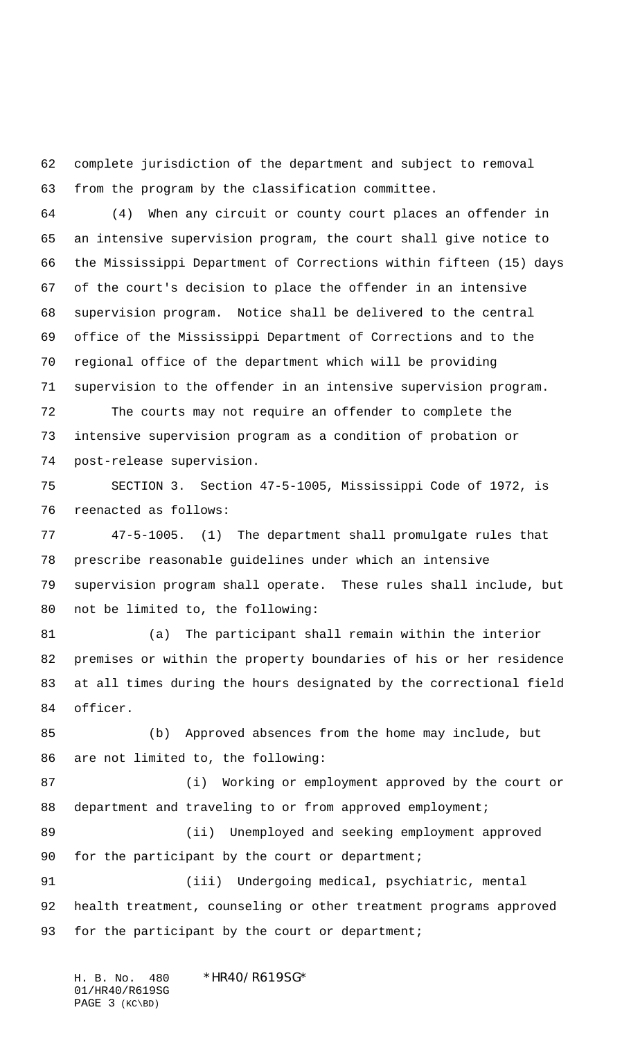complete jurisdiction of the department and subject to removal from the program by the classification committee.

(4) When any circuit or county court places an offender in an intensive supervision program, the court shall give notice to the Mississippi Department of Corrections within fifteen (15) days of the court's decision to place the offender in an intensive supervision program. Notice shall be delivered to the central office of the Mississippi Department of Corrections and to the regional office of the department which will be providing supervision to the offender in an intensive supervision program.

The courts may not require an offender to complete the intensive supervision program as a condition of probation or post-release supervision.

SECTION 3. Section 47-5-1005, Mississippi Code of 1972, is reenacted as follows:

47-5-1005. (1) The department shall promulgate rules that prescribe reasonable guidelines under which an intensive supervision program shall operate. These rules shall include, but not be limited to, the following:

(a) The participant shall remain within the interior premises or within the property boundaries of his or her residence at all times during the hours designated by the correctional field officer.

(b) Approved absences from the home may include, but are not limited to, the following:

(i) Working or employment approved by the court or department and traveling to or from approved employment;

(ii) Unemployed and seeking employment approved for the participant by the court or department;

(iii) Undergoing medical, psychiatric, mental health treatment, counseling or other treatment programs approved for the participant by the court or department;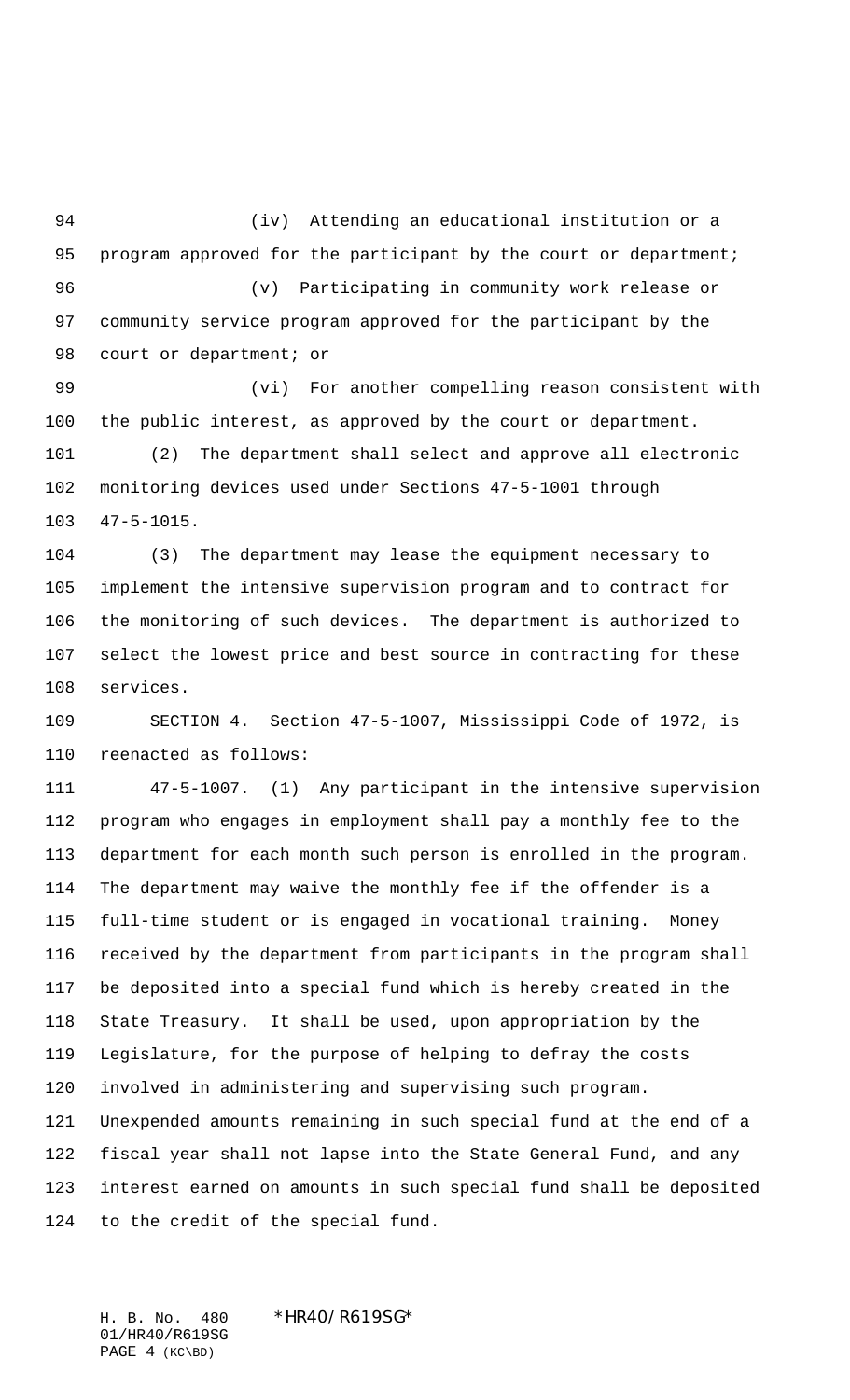(iv) Attending an educational institution or a program approved for the participant by the court or department;

(v) Participating in community work release or community service program approved for the participant by the court or department; or

(vi) For another compelling reason consistent with the public interest, as approved by the court or department.

(2) The department shall select and approve all electronic monitoring devices used under Sections 47-5-1001 through 47-5-1015.

(3) The department may lease the equipment necessary to implement the intensive supervision program and to contract for the monitoring of such devices. The department is authorized to select the lowest price and best source in contracting for these services.

SECTION 4. Section 47-5-1007, Mississippi Code of 1972, is reenacted as follows:

47-5-1007. (1) Any participant in the intensive supervision program who engages in employment shall pay a monthly fee to the department for each month such person is enrolled in the program. The department may waive the monthly fee if the offender is a full-time student or is engaged in vocational training. Money received by the department from participants in the program shall be deposited into a special fund which is hereby created in the State Treasury. It shall be used, upon appropriation by the Legislature, for the purpose of helping to defray the costs involved in administering and supervising such program. Unexpended amounts remaining in such special fund at the end of a fiscal year shall not lapse into the State General Fund, and any interest earned on amounts in such special fund shall be deposited to the credit of the special fund.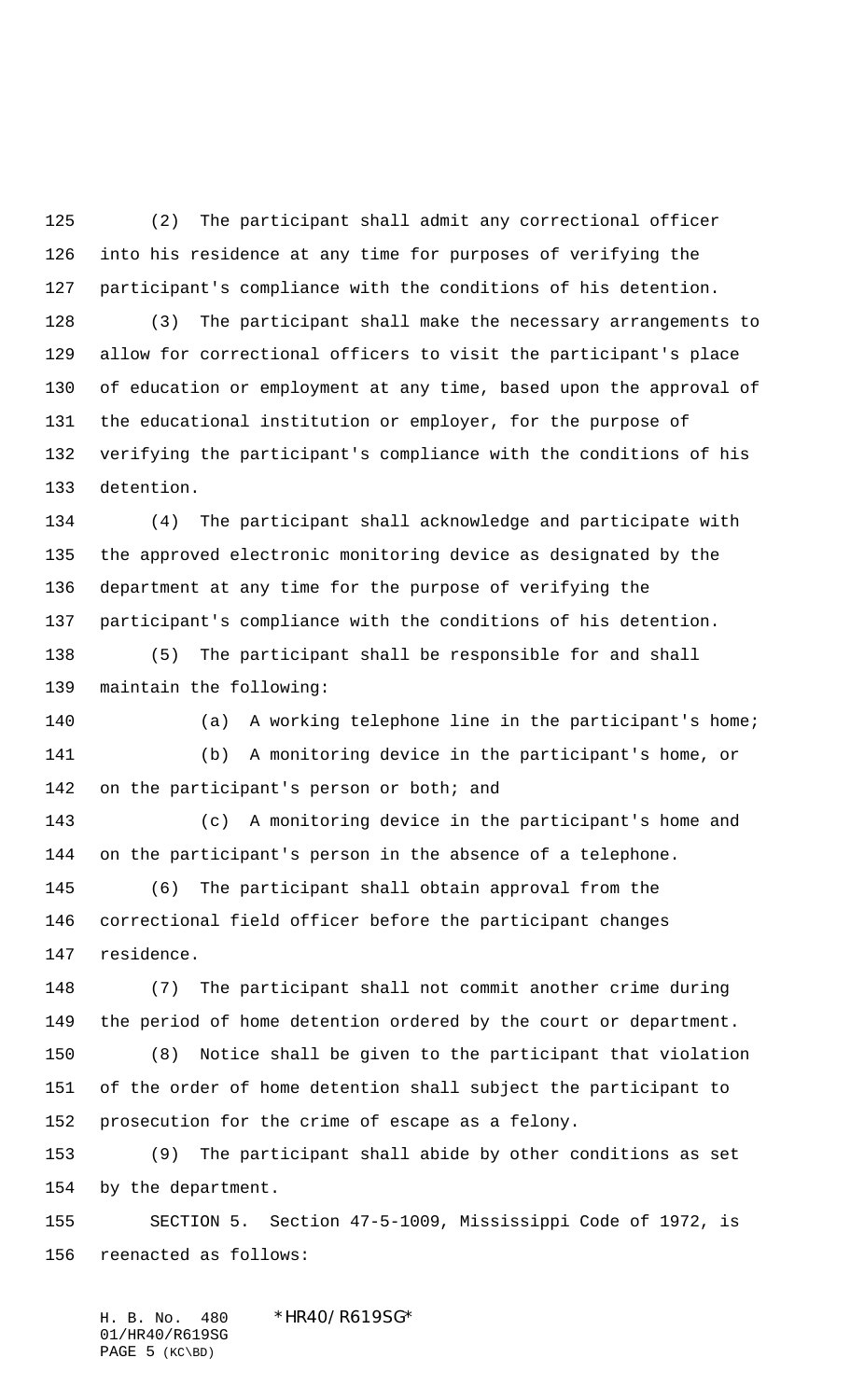(2) The participant shall admit any correctional officer into his residence at any time for purposes of verifying the participant's compliance with the conditions of his detention.

(3) The participant shall make the necessary arrangements to allow for correctional officers to visit the participant's place of education or employment at any time, based upon the approval of the educational institution or employer, for the purpose of verifying the participant's compliance with the conditions of his detention.

(4) The participant shall acknowledge and participate with the approved electronic monitoring device as designated by the department at any time for the purpose of verifying the participant's compliance with the conditions of his detention.

(5) The participant shall be responsible for and shall maintain the following:

(a) A working telephone line in the participant's home;

(b) A monitoring device in the participant's home, or on the participant's person or both; and

(c) A monitoring device in the participant's home and on the participant's person in the absence of a telephone.

(6) The participant shall obtain approval from the correctional field officer before the participant changes residence.

(7) The participant shall not commit another crime during the period of home detention ordered by the court or department.

(8) Notice shall be given to the participant that violation of the order of home detention shall subject the participant to prosecution for the crime of escape as a felony.

(9) The participant shall abide by other conditions as set by the department.

SECTION 5. Section 47-5-1009, Mississippi Code of 1972, is reenacted as follows: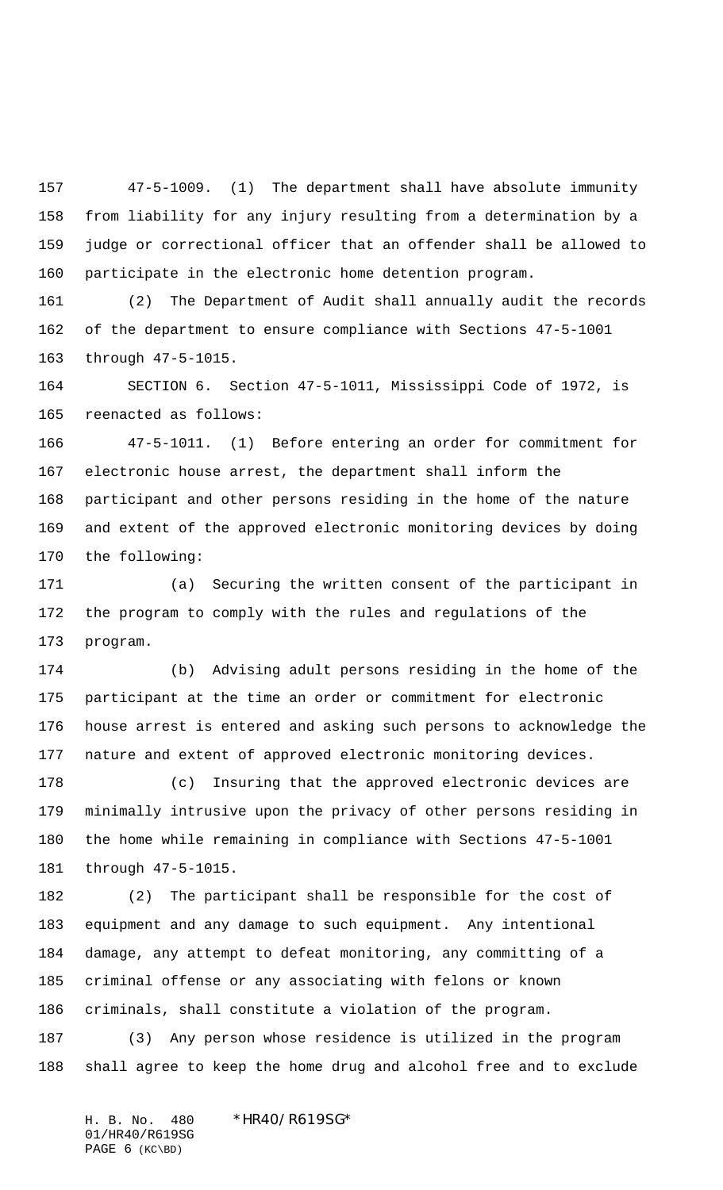47-5-1009. (1) The department shall have absolute immunity from liability for any injury resulting from a determination by a judge or correctional officer that an offender shall be allowed to participate in the electronic home detention program.

(2) The Department of Audit shall annually audit the records of the department to ensure compliance with Sections 47-5-1001 through 47-5-1015.

SECTION 6. Section 47-5-1011, Mississippi Code of 1972, is reenacted as follows:

47-5-1011. (1) Before entering an order for commitment for electronic house arrest, the department shall inform the participant and other persons residing in the home of the nature and extent of the approved electronic monitoring devices by doing the following:

(a) Securing the written consent of the participant in the program to comply with the rules and regulations of the program.

(b) Advising adult persons residing in the home of the participant at the time an order or commitment for electronic house arrest is entered and asking such persons to acknowledge the nature and extent of approved electronic monitoring devices.

(c) Insuring that the approved electronic devices are minimally intrusive upon the privacy of other persons residing in the home while remaining in compliance with Sections 47-5-1001 through 47-5-1015.

(2) The participant shall be responsible for the cost of equipment and any damage to such equipment. Any intentional damage, any attempt to defeat monitoring, any committing of a criminal offense or any associating with felons or known criminals, shall constitute a violation of the program.

(3) Any person whose residence is utilized in the program shall agree to keep the home drug and alcohol free and to exclude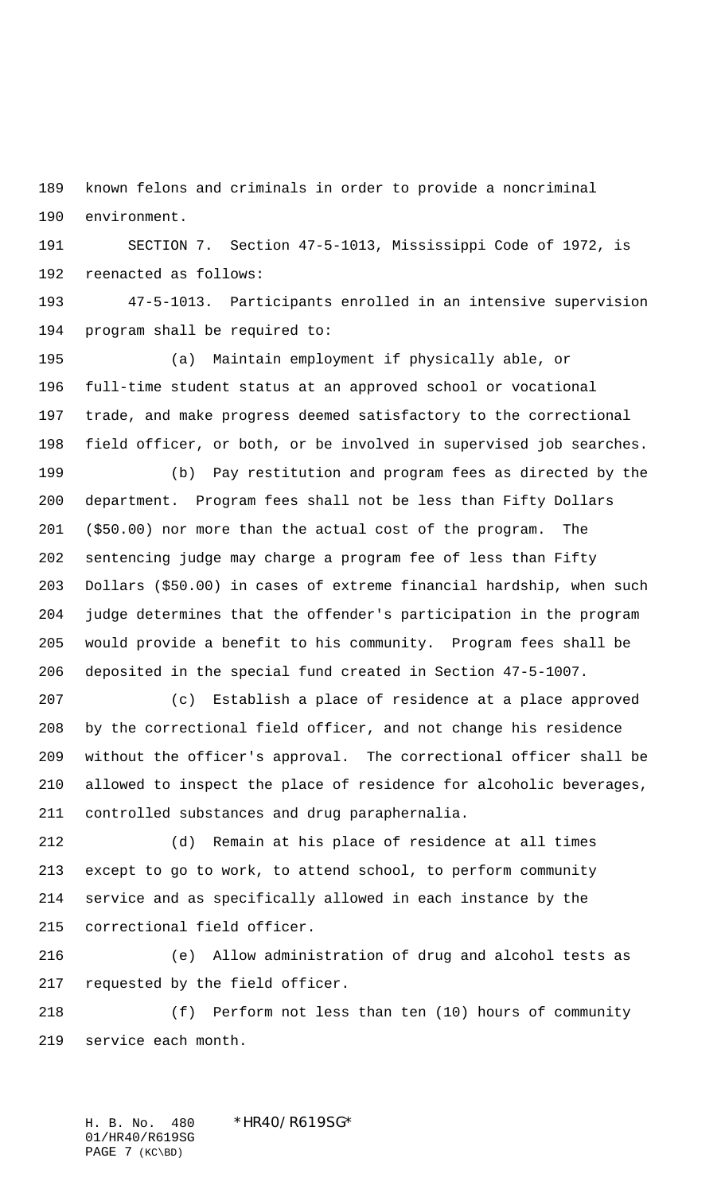known felons and criminals in order to provide a noncriminal environment.

SECTION 7. Section 47-5-1013, Mississippi Code of 1972, is reenacted as follows:

47-5-1013. Participants enrolled in an intensive supervision program shall be required to:

(a) Maintain employment if physically able, or full-time student status at an approved school or vocational trade, and make progress deemed satisfactory to the correctional field officer, or both, or be involved in supervised job searches.

(b) Pay restitution and program fees as directed by the department. Program fees shall not be less than Fifty Dollars ($50.00) nor more than the actual cost of the program. The sentencing judge may charge a program fee of less than Fifty Dollars ($50.00) in cases of extreme financial hardship, when such judge determines that the offender's participation in the program would provide a benefit to his community. Program fees shall be deposited in the special fund created in Section 47-5-1007.

(c) Establish a place of residence at a place approved by the correctional field officer, and not change his residence without the officer's approval. The correctional officer shall be allowed to inspect the place of residence for alcoholic beverages, controlled substances and drug paraphernalia.

(d) Remain at his place of residence at all times except to go to work, to attend school, to perform community service and as specifically allowed in each instance by the correctional field officer.

(e) Allow administration of drug and alcohol tests as requested by the field officer.

(f) Perform not less than ten (10) hours of community service each month.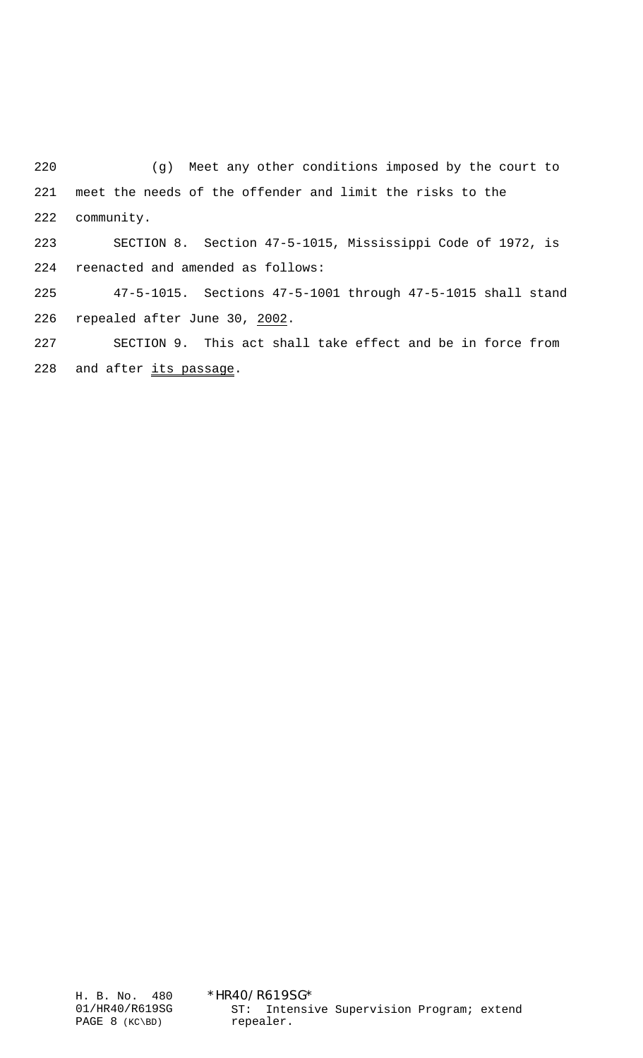(g) Meet any other conditions imposed by the court to meet the needs of the offender and limit the risks to the community.

SECTION 8. Section 47-5-1015, Mississippi Code of 1972, is reenacted and amended as follows:

47-5-1015. Sections 47-5-1001 through 47-5-1015 shall stand repealed after June 30, 2002.

SECTION 9. This act shall take effect and be in force from and after its passage.